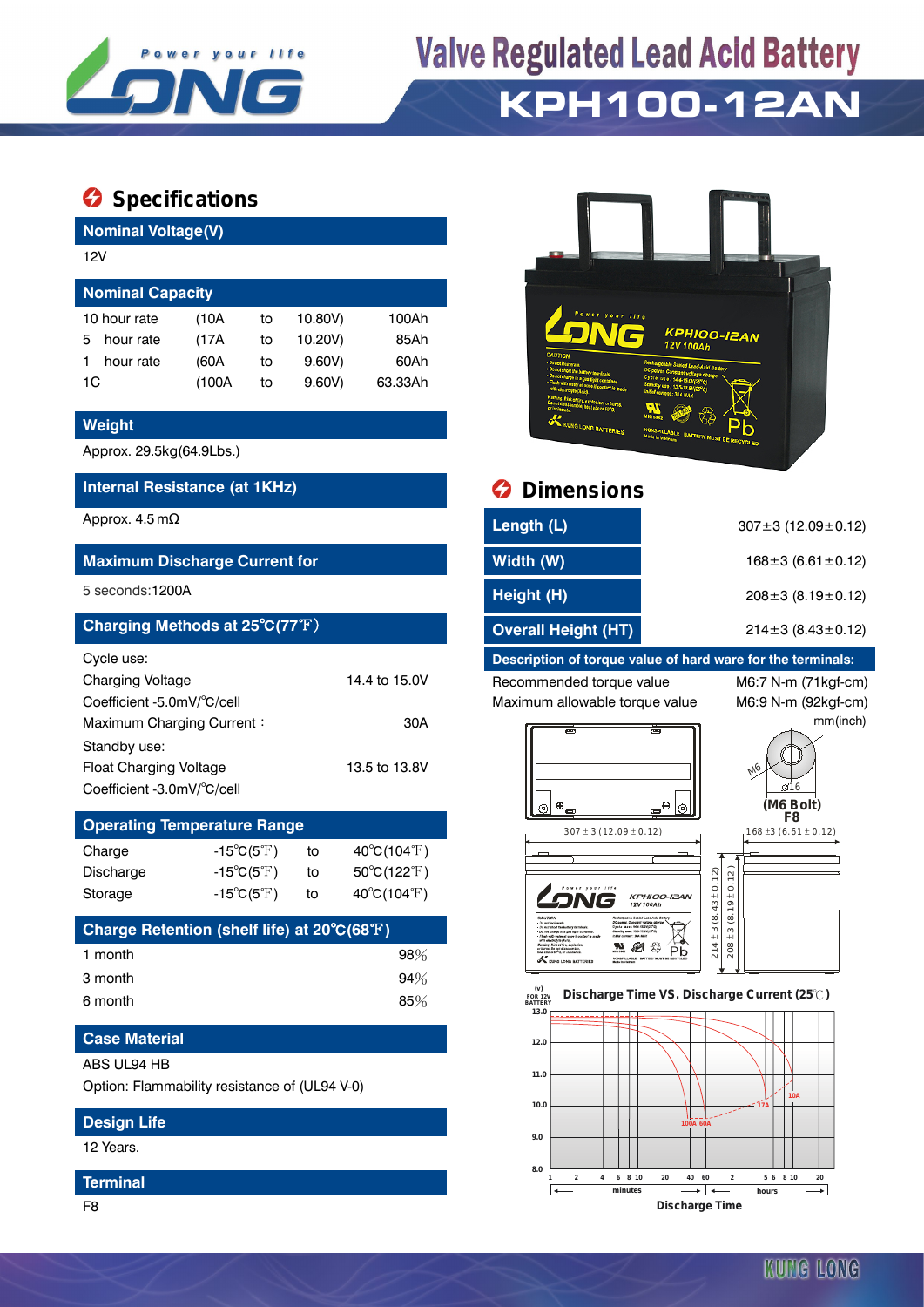# Valve Regulated Lead Acid Battery

## KPH100-12AN

## Specifications

### Nominal Voltage(V)

12V

### Nominal Capacity

| | | | | |
|---|---|---|---|---|
| 10 hour rate | (10A | to | 10.80V) | 100Ah |
| 5 hour rate | (17A | to | 10.20V) | 85Ah |
| 1 hour rate | (60A | to | 9.60V) | 60Ah |
| 1C | (100A | to | 9.60V) | 63.33Ah |

### Weight

Approx. 29.5kg(64.9Lbs.)

### Internal Resistance (at 1KHz)

Approx. 4.5 mΩ

### Maximum Discharge Current for

5 seconds:1200A

### Charging Methods at 25℃(77℉)

Cycle use:

| | |
|---|---|
| Charging Voltage | 14.4 to 15.0V |
| Coefficient -5.0mV/℃/cell | |
| Maximum Charging Current： | 30A |

Standby use:

| | |
|---|---|
| Float Charging Voltage | 13.5 to 13.8V |
| Coefficient -3.0mV/℃/cell | |

### Operating Temperature Range

| | | | |
|---|---|---|---|
| Charge | -15℃(5℉) | to | 40℃(104℉) |
| Discharge | -15℃(5℉) | to | 50℃(122℉) |
| Storage | -15℃(5℉) | to | 40℃(104℉) |

### Charge Retention (shelf life) at 20℃(68℉)

| | |
|---|---|
| 1 month | 98% |
| 3 month | 94% |
| 6 month | 85% |

### Case Material

ABS UL94 HB

Option: Flammability resistance of (UL94 V-0)

### Design Life

12 Years.

### Terminal

F8

## Dimensions

| | |
|---|---|
| Length (L) | 307±3 (12.09±0.12) |
| Width (W) | 168±3 (6.61±0.12) |
| Height (H) | 208±3 (8.19±0.12) |
| Overall Height (HT) | 214±3 (8.43±0.12) |

**Description of torque value of hard ware for the terminals:**

| | |
|---|---|
| Recommended torque value | M6:7 N-m (71kgf-cm) |
| Maximum allowable torque value | M6:9 N-m (92kgf-cm) |

mm(inch)

(M6 Bolt) F8

307±3(12.09±0.12)

168±3(6.61±0.12)

214±3(8.43±0.12)

208±3(8.19±0.12)

**Discharge Time VS. Discharge Current (25℃)**

Discharge Time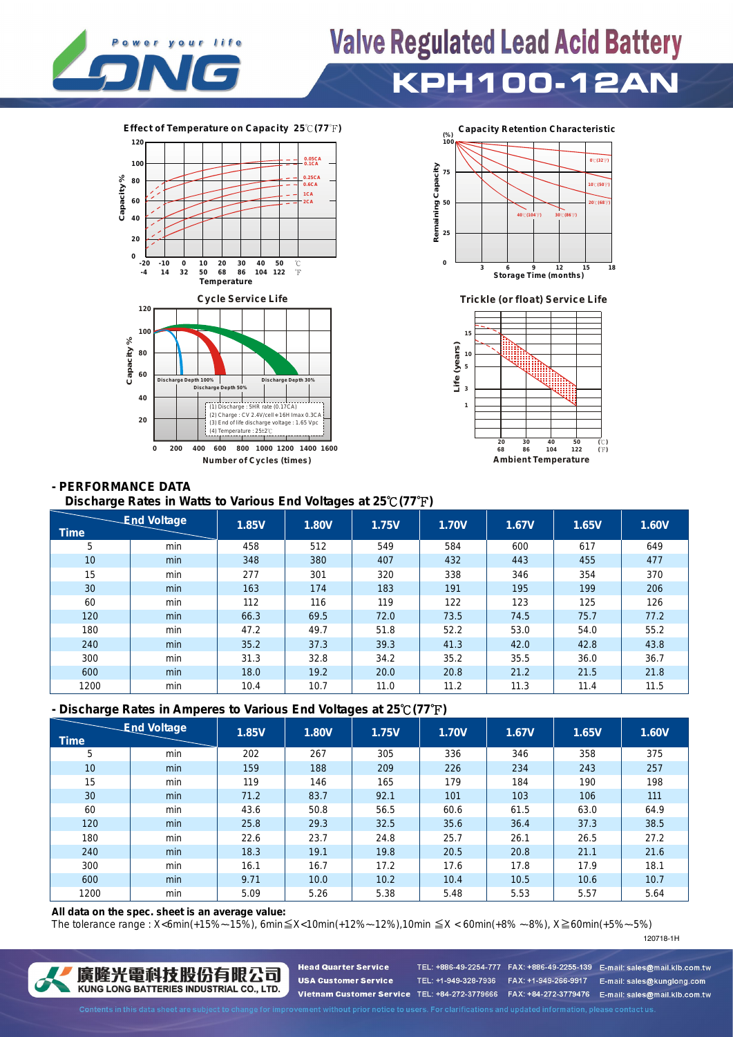# Valve Regulated Lead Acid Battery

## KPH100-12AN

Effect of Temperature on Capacity 25℃(77℉)

120
100
80
60
40
20
0
Capacity %
0.05CA
0.1CA
0.25CA
0.6CA
1CA
2CA
-20 -10 0 10 20 30 40 50 ℃
-4 14 32 50 68 86 104 122 ℉
Temperature

Capacity Retention Characteristic

(%)
100
75
50
25
0
Remaining Capacity
0℃(32℉)
10℃(50℉)
20℃(68℉)
40℃(104℉)
30℃(86℉)
3 6 9 12 15 18
Storage Time (months)

Cycle Service Life

120
100
80
60
40
20
Capacity %
Discharge Depth 100%
Discharge Depth 50%
Discharge Depth 30%
(1) Discharge : 5HR rate (0.17CA)
(2) Charge : CV 2.4V/cell×16H Imax 0.3CA
(3) End of life discharge voltage : 1.65 Vpc
(4) Temperature : 25±2℃
0 200 400 600 800 1000 1200 1400 1600
Number of Cycles (times)

Trickle (or float) Service Life

15
10
5
3
1
Life (years)
20 30 40 50 (℃)
68 86 104 122 (℉)
Ambient Temperature

## - PERFORMANCE DATA

### Discharge Rates in Watts to Various End Voltages at 25℃(77℉)

| Time | | 1.85V | 1.80V | 1.75V | 1.70V | 1.67V | 1.65V | 1.60V |
|---|---|---|---|---|---|---|---|---|
| 5 | min | 458 | 512 | 549 | 584 | 600 | 617 | 649 |
| 10 | min | 348 | 380 | 407 | 432 | 443 | 455 | 477 |
| 15 | min | 277 | 301 | 320 | 338 | 346 | 354 | 370 |
| 30 | min | 163 | 174 | 183 | 191 | 195 | 199 | 206 |
| 60 | min | 112 | 116 | 119 | 122 | 123 | 125 | 126 |
| 120 | min | 66.3 | 69.5 | 72.0 | 73.5 | 74.5 | 75.7 | 77.2 |
| 180 | min | 47.2 | 49.7 | 51.8 | 52.2 | 53.0 | 54.0 | 55.2 |
| 240 | min | 35.2 | 37.3 | 39.3 | 41.3 | 42.0 | 42.8 | 43.8 |
| 300 | min | 31.3 | 32.8 | 34.2 | 35.2 | 35.5 | 36.0 | 36.7 |
| 600 | min | 18.0 | 19.2 | 20.0 | 20.8 | 21.2 | 21.5 | 21.8 |
| 1200 | min | 10.4 | 10.7 | 11.0 | 11.2 | 11.3 | 11.4 | 11.5 |

### - Discharge Rates in Amperes to Various End Voltages at 25℃(77℉)

| Time | | 1.85V | 1.80V | 1.75V | 1.70V | 1.67V | 1.65V | 1.60V |
|---|---|---|---|---|---|---|---|---|
| 5 | min | 202 | 267 | 305 | 336 | 346 | 358 | 375 |
| 10 | min | 159 | 188 | 209 | 226 | 234 | 243 | 257 |
| 15 | min | 119 | 146 | 165 | 179 | 184 | 190 | 198 |
| 30 | min | 71.2 | 83.7 | 92.1 | 101 | 103 | 106 | 111 |
| 60 | min | 43.6 | 50.8 | 56.5 | 60.6 | 61.5 | 63.0 | 64.9 |
| 120 | min | 25.8 | 29.3 | 32.5 | 35.6 | 36.4 | 37.3 | 38.5 |
| 180 | min | 22.6 | 23.7 | 24.8 | 25.7 | 26.1 | 26.5 | 27.2 |
| 240 | min | 18.3 | 19.1 | 19.8 | 20.5 | 20.8 | 21.1 | 21.6 |
| 300 | min | 16.1 | 16.7 | 17.2 | 17.6 | 17.8 | 17.9 | 18.1 |
| 600 | min | 9.71 | 10.0 | 10.2 | 10.4 | 10.5 | 10.6 | 10.7 |
| 1200 | min | 5.09 | 5.26 | 5.38 | 5.48 | 5.53 | 5.57 | 5.64 |

**All data on the spec. sheet is an average value:**

The tolerance range : X<6min(+15%~-15%), 6min≦X<10min(+12%~-12%),10min ≦X < 60min(+8% ~-8%), X≧60min(+5%~-5%)

120718-1H

廣隆光電科技股份有限公司
KUNG LONG BATTERIES INDUSTRIAL CO., LTD.

| | | | |
|---|---|---|---|
| Head Quarter Service | TEL: +886-49-2254-777 | FAX: +886-49-2255-139 | E-mail: sales@mail.klb.com.tw |
| USA Customer Service | TEL: +1-949-328-7936 | FAX: +1-949-266-9917 | E-mail: sales@kunglong.com |
| Vietnam Customer Service | TEL: +84-272-3779666 | FAX: +84-272-3779476 | E-mail: sales@mail.klb.com.tw |

Contents in this data sheet are subject to change for improvement without prior notice to users. For clarifications and updated information, please contact us.